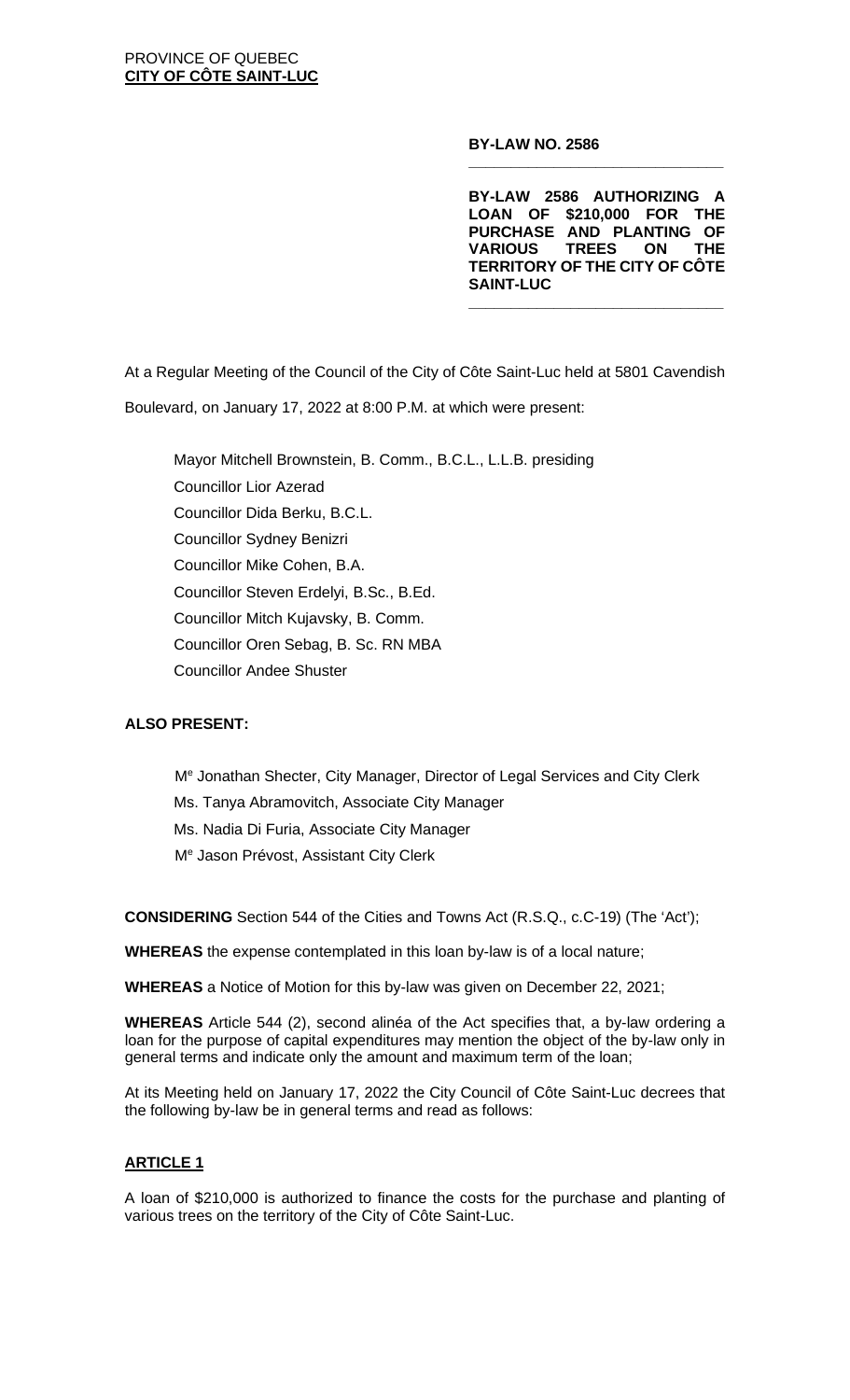PROVINCE OF QUEBEC
**CITY OF CÔTE SAINT-LUC**

**BY-LAW NO. 2586**

---

**BY-LAW 2586 AUTHORIZING A LOAN OF $210,000 FOR THE PURCHASE AND PLANTING OF VARIOUS TREES ON THE TERRITORY OF THE CITY OF CÔTE SAINT-LUC**

---

At a Regular Meeting of the Council of the City of Côte Saint-Luc held at 5801 Cavendish Boulevard, on January 17, 2022 at 8:00 P.M. at which were present:

Mayor Mitchell Brownstein, B. Comm., B.C.L., L.L.B. presiding
Councillor Lior Azerad
Councillor Dida Berku, B.C.L.
Councillor Sydney Benizri
Councillor Mike Cohen, B.A.
Councillor Steven Erdelyi, B.Sc., B.Ed.
Councillor Mitch Kujavsky, B. Comm.
Councillor Oren Sebag, B. Sc. RN MBA
Councillor Andee Shuster

**ALSO PRESENT:**

Me Jonathan Shecter, City Manager, Director of Legal Services and City Clerk
Ms. Tanya Abramovitch, Associate City Manager
Ms. Nadia Di Furia, Associate City Manager
Me Jason Prévost, Assistant City Clerk

**CONSIDERING** Section 544 of the Cities and Towns Act (R.S.Q., c.C-19) (The 'Act');

**WHEREAS** the expense contemplated in this loan by-law is of a local nature;

**WHEREAS** a Notice of Motion for this by-law was given on December 22, 2021;

**WHEREAS** Article 544 (2), second alinéa of the Act specifies that, a by-law ordering a loan for the purpose of capital expenditures may mention the object of the by-law only in general terms and indicate only the amount and maximum term of the loan;

At its Meeting held on January 17, 2022 the City Council of Côte Saint-Luc decrees that the following by-law be in general terms and read as follows:

## ARTICLE 1

A loan of $210,000 is authorized to finance the costs for the purchase and planting of various trees on the territory of the City of Côte Saint-Luc.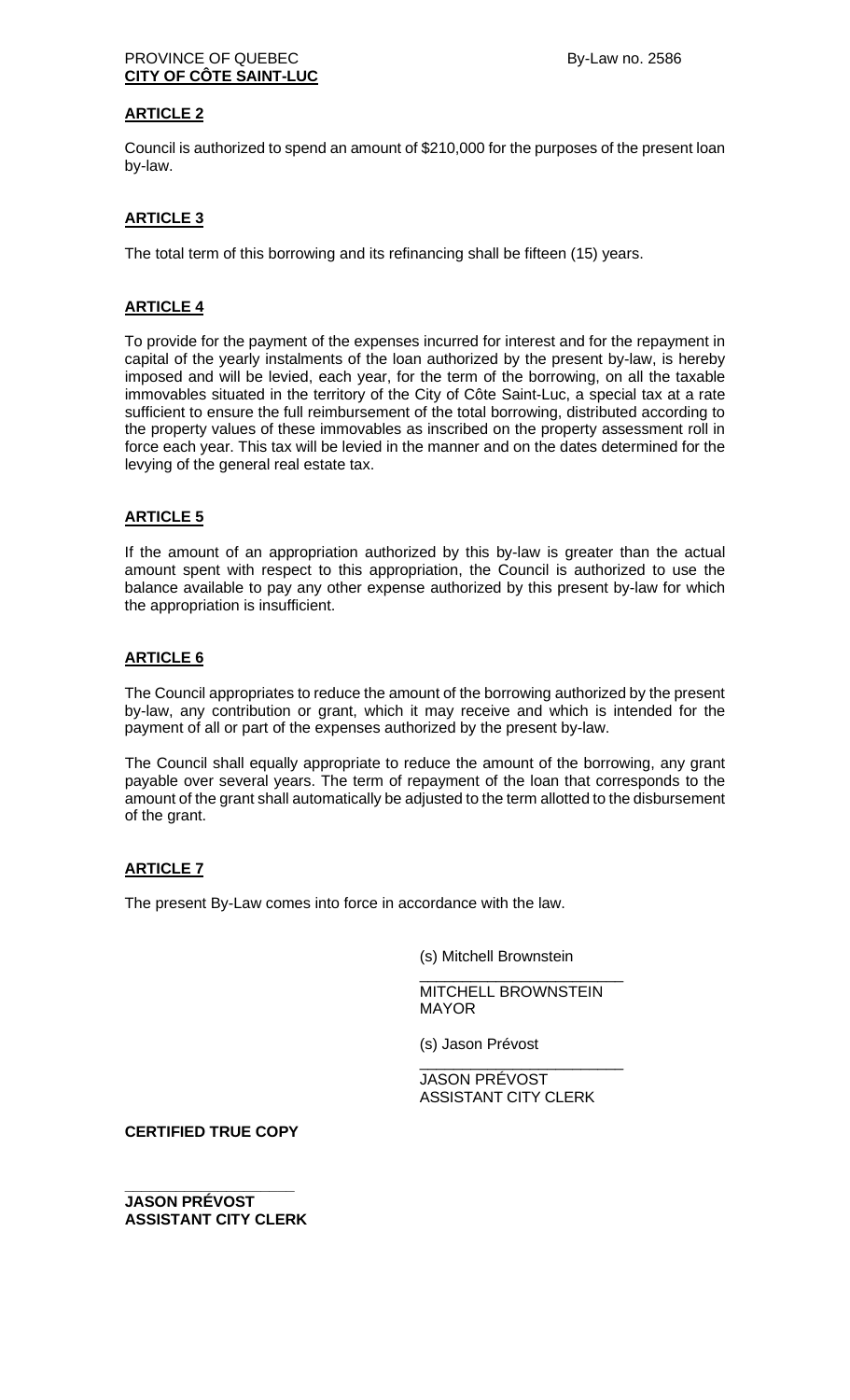**ARTICLE 2**

Council is authorized to spend an amount of $210,000 for the purposes of the present loan by-law.

**ARTICLE 3**

The total term of this borrowing and its refinancing shall be fifteen (15) years.

**ARTICLE 4**

To provide for the payment of the expenses incurred for interest and for the repayment in capital of the yearly instalments of the loan authorized by the present by-law, is hereby imposed and will be levied, each year, for the term of the borrowing, on all the taxable immovables situated in the territory of the City of Côte Saint-Luc, a special tax at a rate sufficient to ensure the full reimbursement of the total borrowing, distributed according to the property values of these immovables as inscribed on the property assessment roll in force each year. This tax will be levied in the manner and on the dates determined for the levying of the general real estate tax.

**ARTICLE 5**

If the amount of an appropriation authorized by this by-law is greater than the actual amount spent with respect to this appropriation, the Council is authorized to use the balance available to pay any other expense authorized by this present by-law for which the appropriation is insufficient.

**ARTICLE 6**

The Council appropriates to reduce the amount of the borrowing authorized by the present by-law, any contribution or grant, which it may receive and which is intended for the payment of all or part of the expenses authorized by the present by-law.

The Council shall equally appropriate to reduce the amount of the borrowing, any grant payable over several years. The term of repayment of the loan that corresponds to the amount of the grant shall automatically be adjusted to the term allotted to the disbursement of the grant.

**ARTICLE 7**

The present By-Law comes into force in accordance with the law.

(s) Mitchell Brownstein
________________________
MITCHELL BROWNSTEIN
MAYOR

(s) Jason Prévost
________________________
JASON PRÉVOST
ASSISTANT CITY CLERK

**CERTIFIED TRUE COPY**

________________________
**JASON PRÉVOST**
**ASSISTANT CITY CLERK**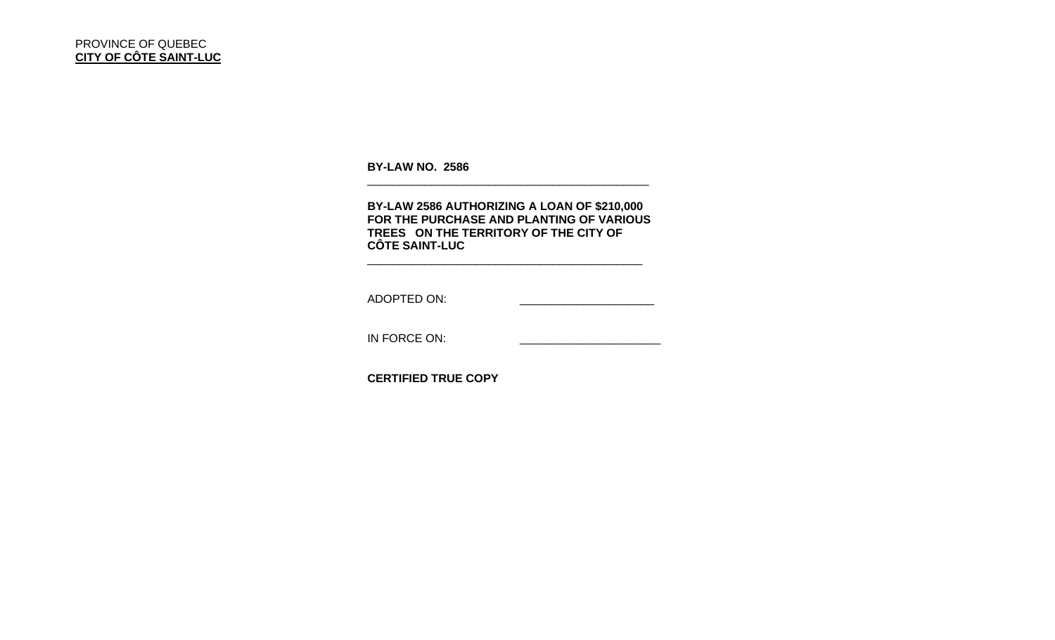PROVINCE OF QUEBEC
**CITY OF CÔTE SAINT-LUC**

**BY-LAW NO. 2586**

---

**BY-LAW 2586 AUTHORIZING A LOAN OF $210,000 FOR THE PURCHASE AND PLANTING OF VARIOUS TREES ON THE TERRITORY OF THE CITY OF CÔTE SAINT-LUC**

---

ADOPTED ON: ____________________

IN FORCE ON: ______________________

**CERTIFIED TRUE COPY**